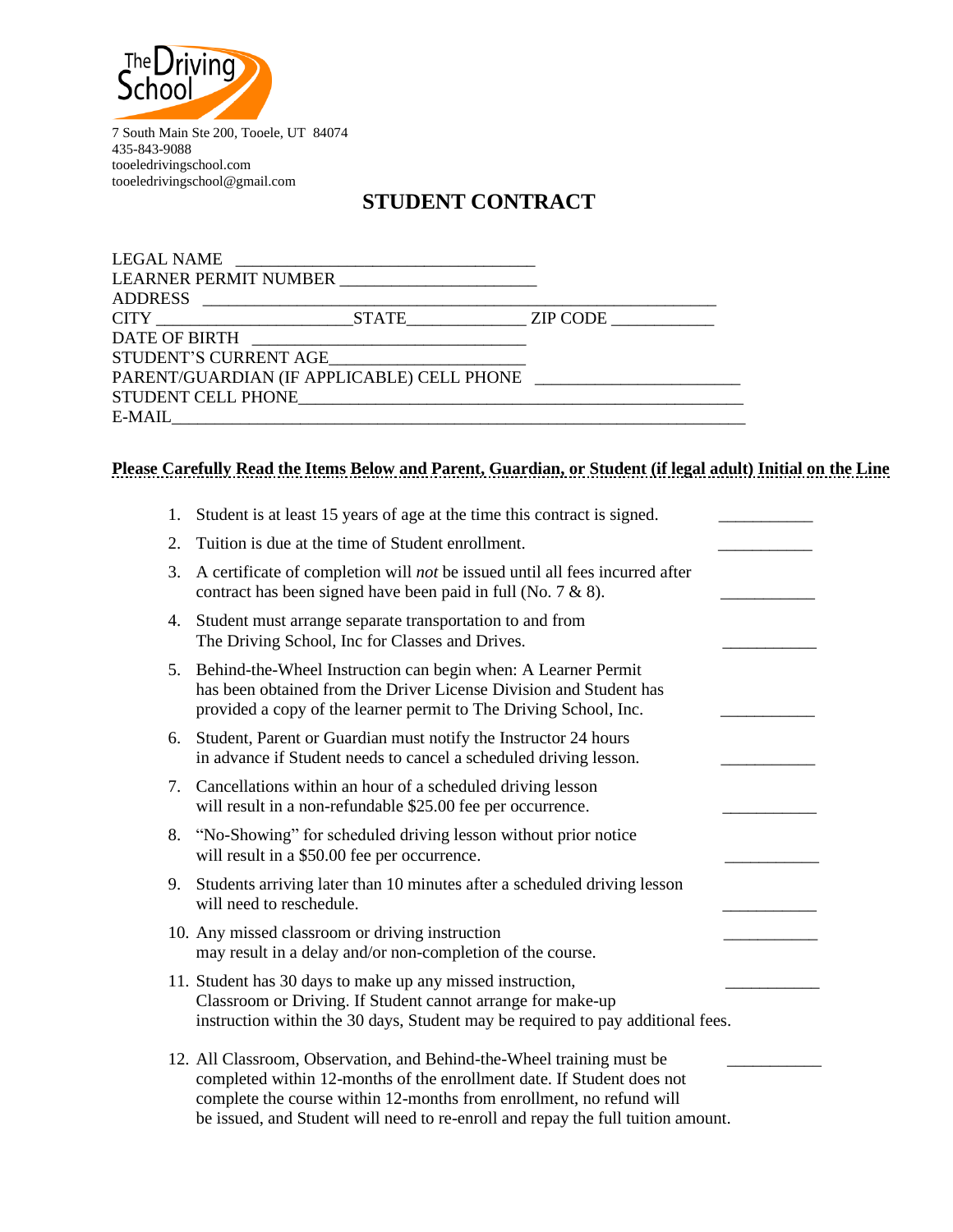The Driving School

7 South Main Ste 200, Tooele, UT 84074
435-843-9088
tooeledrivingschool.com
tooeledrivingschool@gmail.com

# STUDENT CONTRACT

LEGAL NAME ___________________________________
LEARNER PERMIT NUMBER _______________________
ADDRESS ____________________________________________________________
CITY _______________________STATE_____________ ZIP CODE ____________
DATE OF BIRTH _______________________________
STUDENT'S CURRENT AGE_______________________
PARENT/GUARDIAN (IF APPLICABLE) CELL PHONE _______________________
STUDENT CELL PHONE_____________________________________________________
E-MAIL__________________________________________________________________

**Please Carefully Read the Items Below and Parent, Guardian, or Student (if legal adult) Initial on the Line**

1. Student is at least 15 years of age at the time this contract is signed. ___________
2. Tuition is due at the time of Student enrollment. ___________
3. A certificate of completion will *not* be issued until all fees incurred after contract has been signed have been paid in full (No. 7 & 8). ___________
4. Student must arrange separate transportation to and from The Driving School, Inc for Classes and Drives. ___________
5. Behind-the-Wheel Instruction can begin when: A Learner Permit has been obtained from the Driver License Division and Student has provided a copy of the learner permit to The Driving School, Inc. ___________
6. Student, Parent or Guardian must notify the Instructor 24 hours in advance if Student needs to cancel a scheduled driving lesson. ___________
7. Cancellations within an hour of a scheduled driving lesson will result in a non-refundable $25.00 fee per occurrence. ___________
8. "No-Showing" for scheduled driving lesson without prior notice will result in a $50.00 fee per occurrence. ___________
9. Students arriving later than 10 minutes after a scheduled driving lesson will need to reschedule. ___________
10. Any missed classroom or driving instruction may result in a delay and/or non-completion of the course. ___________
11. Student has 30 days to make up any missed instruction, Classroom or Driving. If Student cannot arrange for make-up instruction within the 30 days, Student may be required to pay additional fees. ___________
12. All Classroom, Observation, and Behind-the-Wheel training must be completed within 12-months of the enrollment date. If Student does not complete the course within 12-months from enrollment, no refund will be issued, and Student will need to re-enroll and repay the full tuition amount. ___________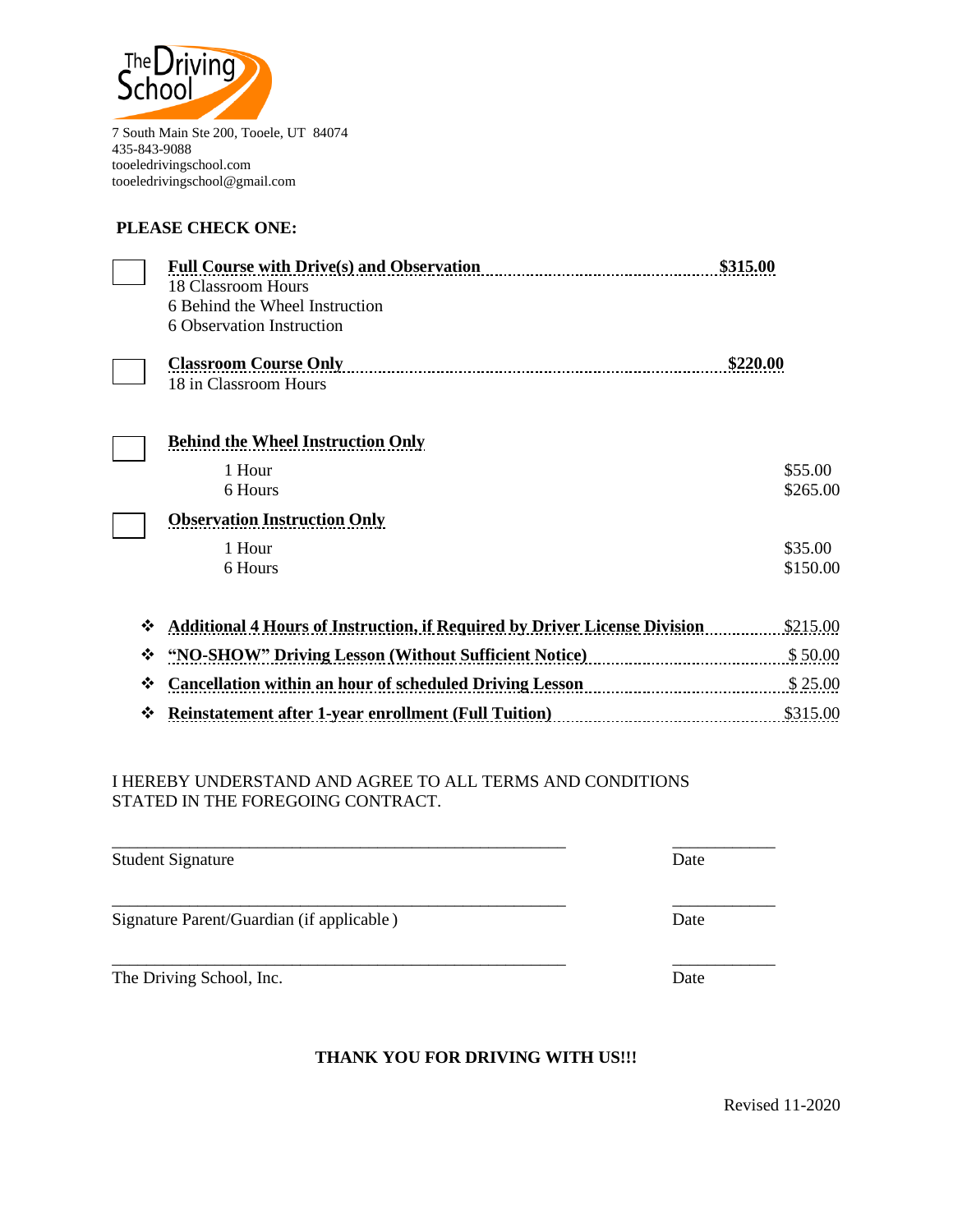The Driving School

7 South Main Ste 200, Tooele, UT 84074
435-843-9088
tooeledrivingschool.com
tooeledrivingschool@gmail.com

**PLEASE CHECK ONE:**

☐ **Full Course with Drive(s) and Observation** **$315.00**
18 Classroom Hours
6 Behind the Wheel Instruction
6 Observation Instruction

☐ **Classroom Course Only** **$220.00**
18 in Classroom Hours

☐ **Behind the Wheel Instruction Only**

| | |
|---|---|
| 1 Hour | $55.00 |
| 6 Hours | $265.00 |

☐ **Observation Instruction Only**

| | |
|---|---|
| 1 Hour | $35.00 |
| 6 Hours | $150.00 |

- **Additional 4 Hours of Instruction, if Required by Driver License Division** $215.00
- **"NO-SHOW" Driving Lesson (Without Sufficient Notice)** $ 50.00
- **Cancellation within an hour of scheduled Driving Lesson** $ 25.00
- **Reinstatement after 1-year enrollment (Full Tuition)** $315.00

I HEREBY UNDERSTAND AND AGREE TO ALL TERMS AND CONDITIONS STATED IN THE FOREGOING CONTRACT.

_______________________________________________________ ____________
Student Signature Date

_______________________________________________________ ____________
Signature Parent/Guardian (if applicable ) Date

_______________________________________________________ ____________
The Driving School, Inc. Date

**THANK YOU FOR DRIVING WITH US!!!**

Revised 11-2020